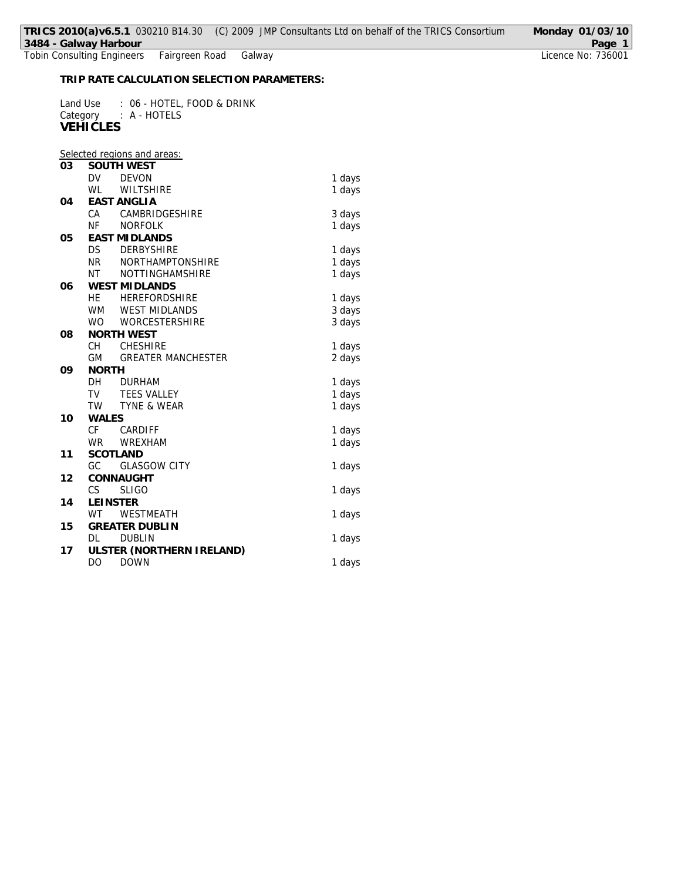**TRIP RATE CALCULATION SELECTION PARAMETERS:**

Land Use : 06 - HOTEL, FOOD & DRINK
Category : A - HOTELS

**VEHICLES**

Selected regions and areas:

| | | | |
|---|---|---|---|
| **03** | **SOUTH WEST** | | |
| | DV | DEVON | 1 days |
| | WL | WILTSHIRE | 1 days |
| **04** | **EAST ANGLIA** | | |
| | CA | CAMBRIDGESHIRE | 3 days |
| | NF | NORFOLK | 1 days |
| **05** | **EAST MIDLANDS** | | |
| | DS | DERBYSHIRE | 1 days |
| | NR | NORTHAMPTONSHIRE | 1 days |
| | NT | NOTTINGHAMSHIRE | 1 days |
| **06** | **WEST MIDLANDS** | | |
| | HE | HEREFORDSHIRE | 1 days |
| | WM | WEST MIDLANDS | 3 days |
| | WO | WORCESTERSHIRE | 3 days |
| **08** | **NORTH WEST** | | |
| | CH | CHESHIRE | 1 days |
| | GM | GREATER MANCHESTER | 2 days |
| **09** | **NORTH** | | |
| | DH | DURHAM | 1 days |
| | TV | TEES VALLEY | 1 days |
| | TW | TYNE & WEAR | 1 days |
| **10** | **WALES** | | |
| | CF | CARDIFF | 1 days |
| | WR | WREXHAM | 1 days |
| **11** | **SCOTLAND** | | |
| | GC | GLASGOW CITY | 1 days |
| **12** | **CONNAUGHT** | | |
| | CS | SLIGO | 1 days |
| **14** | **LEINSTER** | | |
| | WT | WESTMEATH | 1 days |
| **15** | **GREATER DUBLIN** | | |
| | DL | DUBLIN | 1 days |
| **17** | **ULSTER (NORTHERN IRELAND)** | | |
| | DO | DOWN | 1 days |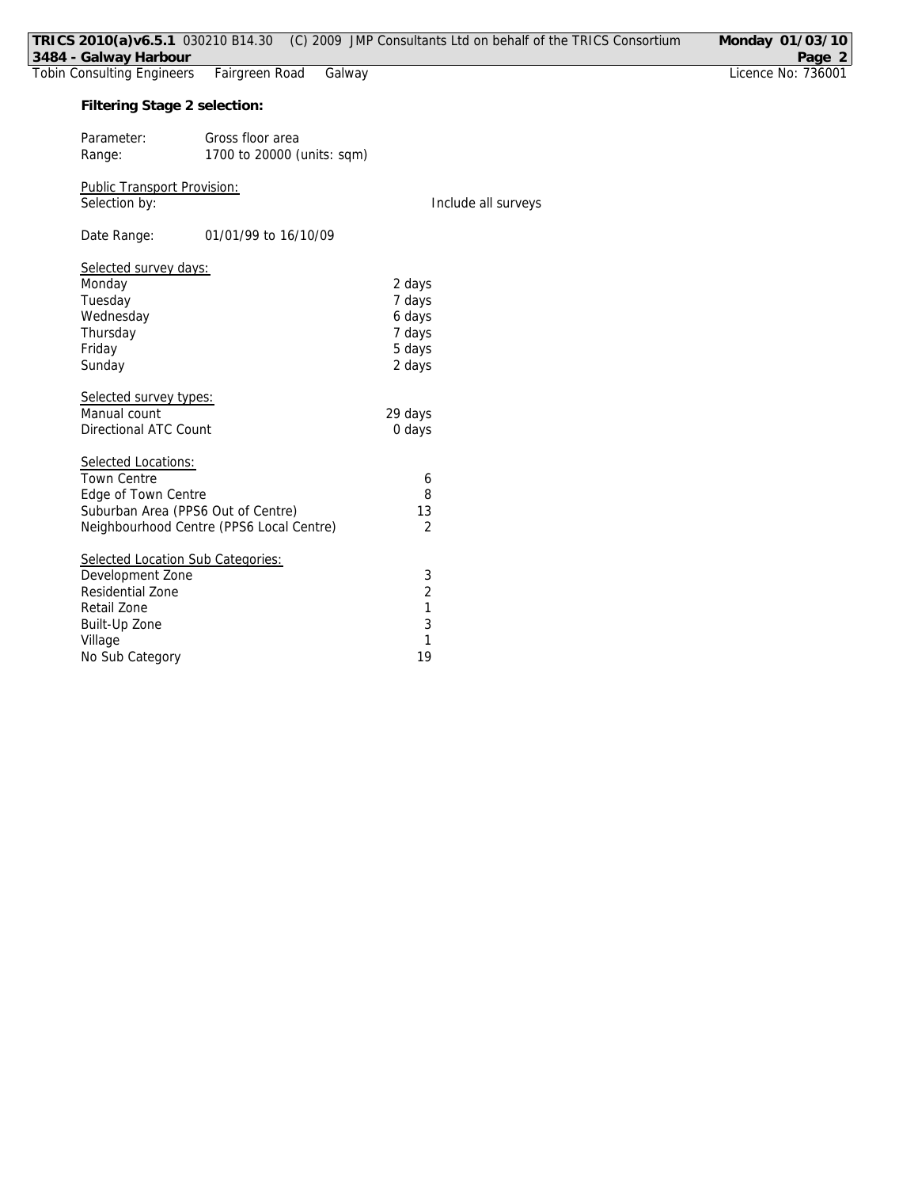**Filtering Stage 2 selection:**

Parameter: Gross floor area
Range: 1700 to 20000 (units: sqm)

Public Transport Provision:
Selection by: Include all surveys

Date Range: 01/01/99 to 16/10/09

Selected survey days:

| | |
|---|---|
| Monday | 2 days |
| Tuesday | 7 days |
| Wednesday | 6 days |
| Thursday | 7 days |
| Friday | 5 days |
| Sunday | 2 days |

Selected survey types:

| | |
|---|---|
| Manual count | 29 days |
| Directional ATC Count | 0 days |

Selected Locations:

| | |
|---|---|
| Town Centre | 6 |
| Edge of Town Centre | 8 |
| Suburban Area (PPS6 Out of Centre) | 13 |
| Neighbourhood Centre (PPS6 Local Centre) | 2 |

Selected Location Sub Categories:

| | |
|---|---|
| Development Zone | 3 |
| Residential Zone | 2 |
| Retail Zone | 1 |
| Built-Up Zone | 3 |
| Village | 1 |
| No Sub Category | 19 |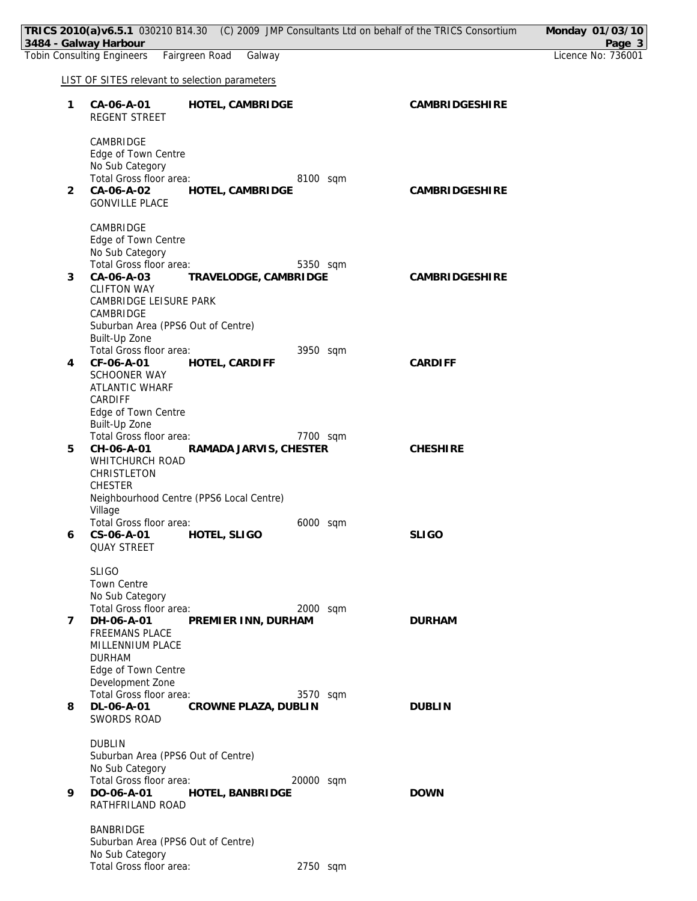LIST OF SITES relevant to selection parameters

**1 CA-06-A-01 HOTEL, CAMBRIDGE CAMBRIDGESHIRE**
REGENT STREET

CAMBRIDGE
Edge of Town Centre
No Sub Category
Total Gross floor area: 8100 sqm

**2 CA-06-A-02 HOTEL, CAMBRIDGE CAMBRIDGESHIRE**
GONVILLE PLACE

CAMBRIDGE
Edge of Town Centre
No Sub Category
Total Gross floor area: 5350 sqm

**3 CA-06-A-03 TRAVELODGE, CAMBRIDGE CAMBRIDGESHIRE**
CLIFTON WAY
CAMBRIDGE LEISURE PARK
CAMBRIDGE
Suburban Area (PPS6 Out of Centre)
Built-Up Zone
Total Gross floor area: 3950 sqm

**4 CF-06-A-01 HOTEL, CARDIFF CARDIFF**
SCHOONER WAY
ATLANTIC WHARF
CARDIFF
Edge of Town Centre
Built-Up Zone
Total Gross floor area: 7700 sqm

**5 CH-06-A-01 RAMADA JARVIS, CHESTER CHESHIRE**
WHITCHURCH ROAD
CHRISTLETON
CHESTER
Neighbourhood Centre (PPS6 Local Centre)
Village
Total Gross floor area: 6000 sqm

**6 CS-06-A-01 HOTEL, SLIGO SLIGO**
QUAY STREET

SLIGO
Town Centre
No Sub Category
Total Gross floor area: 2000 sqm

**7 DH-06-A-01 PREMIER INN, DURHAM DURHAM**
FREEMANS PLACE
MILLENNIUM PLACE
DURHAM
Edge of Town Centre
Development Zone
Total Gross floor area: 3570 sqm

**8 DL-06-A-01 CROWNE PLAZA, DUBLIN DUBLIN**
SWORDS ROAD

DUBLIN
Suburban Area (PPS6 Out of Centre)
No Sub Category
Total Gross floor area: 20000 sqm

**9 DO-06-A-01 HOTEL, BANBRIDGE DOWN**
RATHFRILAND ROAD

BANBRIDGE
Suburban Area (PPS6 Out of Centre)
No Sub Category
Total Gross floor area: 2750 sqm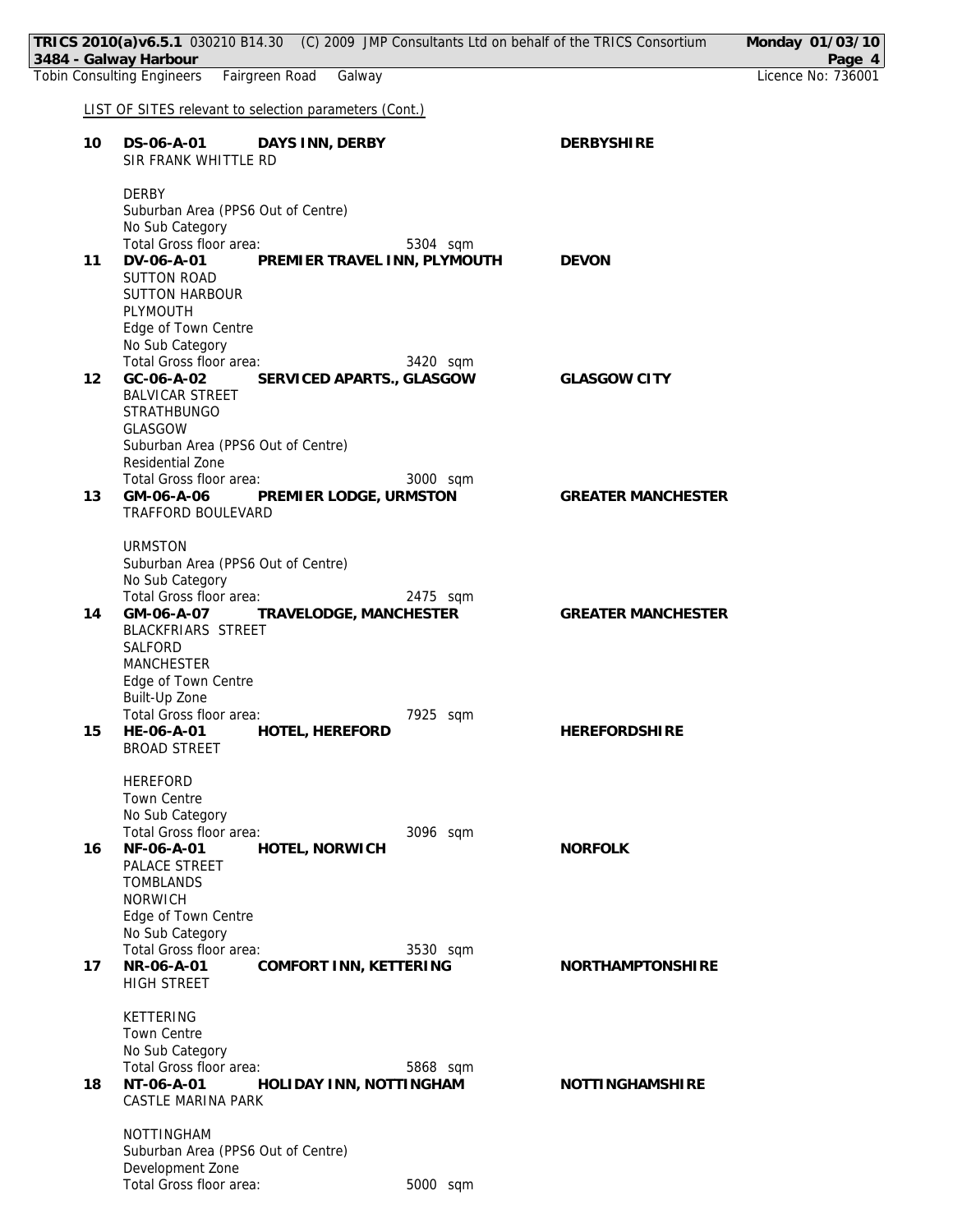LIST OF SITES relevant to selection parameters (Cont.)

**10** **DS-06-A-01** **DAYS INN, DERBY** **DERBYSHIRE**
SIR FRANK WHITTLE RD

DERBY
Suburban Area (PPS6 Out of Centre)
No Sub Category
Total Gross floor area: 5304 sqm

**11** **DV-06-A-01** **PREMIER TRAVEL INN, PLYMOUTH** **DEVON**
SUTTON ROAD
SUTTON HARBOUR
PLYMOUTH
Edge of Town Centre
No Sub Category
Total Gross floor area: 3420 sqm

**12** **GC-06-A-02** **SERVICED APARTS., GLASGOW** **GLASGOW CITY**
BALVICAR STREET
STRATHBUNGO
GLASGOW
Suburban Area (PPS6 Out of Centre)
Residential Zone
Total Gross floor area: 3000 sqm

**13** **GM-06-A-06** **PREMIER LODGE, URMSTON** **GREATER MANCHESTER**
TRAFFORD BOULEVARD

URMSTON
Suburban Area (PPS6 Out of Centre)
No Sub Category
Total Gross floor area: 2475 sqm

**14** **GM-06-A-07** **TRAVELODGE, MANCHESTER** **GREATER MANCHESTER**
BLACKFRIARS STREET
SALFORD
MANCHESTER
Edge of Town Centre
Built-Up Zone
Total Gross floor area: 7925 sqm

**15** **HE-06-A-01** **HOTEL, HEREFORD** **HEREFORDSHIRE**
BROAD STREET

HEREFORD
Town Centre
No Sub Category
Total Gross floor area: 3096 sqm

**16** **NF-06-A-01** **HOTEL, NORWICH** **NORFOLK**
PALACE STREET
TOMBLANDS
NORWICH
Edge of Town Centre
No Sub Category
Total Gross floor area: 3530 sqm

**17** **NR-06-A-01** **COMFORT INN, KETTERING** **NORTHAMPTONSHIRE**
HIGH STREET

KETTERING
Town Centre
No Sub Category
Total Gross floor area: 5868 sqm

**18** **NT-06-A-01** **HOLIDAY INN, NOTTINGHAM** **NOTTINGHAMSHIRE**
CASTLE MARINA PARK

NOTTINGHAM
Suburban Area (PPS6 Out of Centre)
Development Zone
Total Gross floor area: 5000 sqm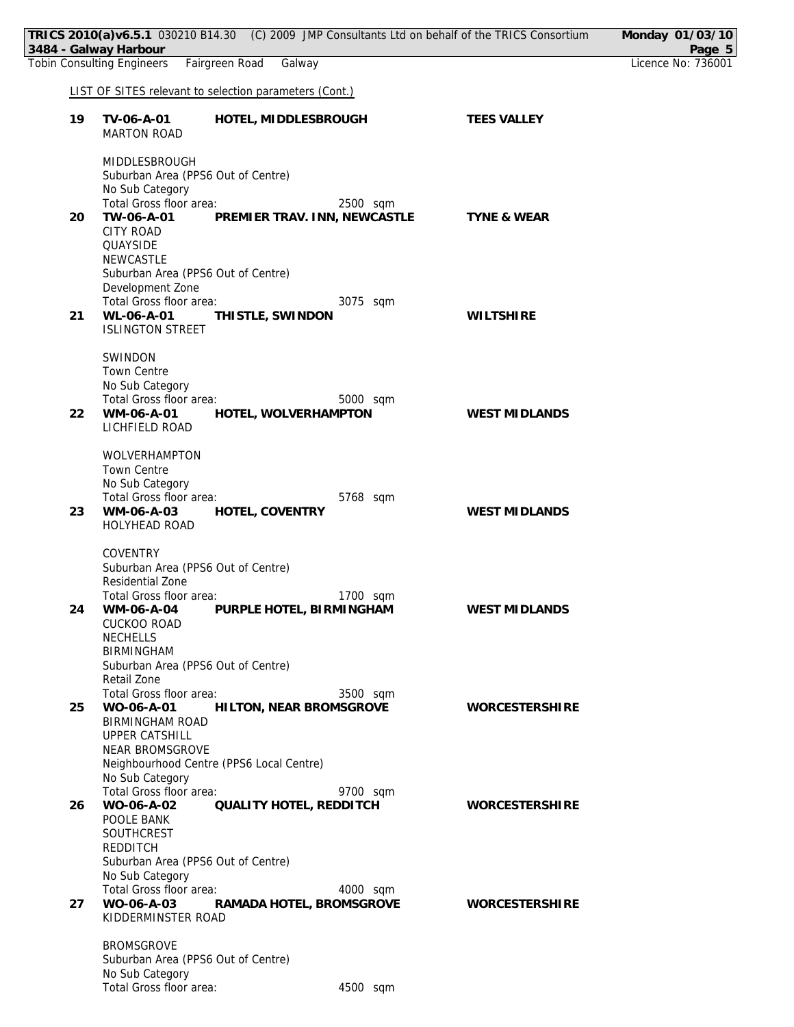LIST OF SITES relevant to selection parameters (Cont.)

**19** **TV-06-A-01** **HOTEL, MIDDLESBROUGH** **TEES VALLEY**
MARTON ROAD

MIDDLESBROUGH
Suburban Area (PPS6 Out of Centre)
No Sub Category
Total Gross floor area: 2500 sqm

**20** **TW-06-A-01** **PREMIER TRAV. INN, NEWCASTLE** **TYNE & WEAR**
CITY ROAD
QUAYSIDE
NEWCASTLE
Suburban Area (PPS6 Out of Centre)
Development Zone
Total Gross floor area: 3075 sqm

**21** **WL-06-A-01** **THISTLE, SWINDON** **WILTSHIRE**
ISLINGTON STREET

SWINDON
Town Centre
No Sub Category
Total Gross floor area: 5000 sqm

**22** **WM-06-A-01** **HOTEL, WOLVERHAMPTON** **WEST MIDLANDS**
LICHFIELD ROAD

WOLVERHAMPTON
Town Centre
No Sub Category
Total Gross floor area: 5768 sqm

**23** **WM-06-A-03** **HOTEL, COVENTRY** **WEST MIDLANDS**
HOLYHEAD ROAD

COVENTRY
Suburban Area (PPS6 Out of Centre)
Residential Zone
Total Gross floor area: 1700 sqm

**24** **WM-06-A-04** **PURPLE HOTEL, BIRMINGHAM** **WEST MIDLANDS**
CUCKOO ROAD
NECHELLS
BIRMINGHAM
Suburban Area (PPS6 Out of Centre)
Retail Zone
Total Gross floor area: 3500 sqm

**25** **WO-06-A-01** **HILTON, NEAR BROMSGROVE** **WORCESTERSHIRE**
BIRMINGHAM ROAD
UPPER CATSHILL
NEAR BROMSGROVE
Neighbourhood Centre (PPS6 Local Centre)
No Sub Category
Total Gross floor area: 9700 sqm

**26** **WO-06-A-02** **QUALITY HOTEL, REDDITCH** **WORCESTERSHIRE**
POOLE BANK
SOUTHCREST
REDDITCH
Suburban Area (PPS6 Out of Centre)
No Sub Category
Total Gross floor area: 4000 sqm

**27** **WO-06-A-03** **RAMADA HOTEL, BROMSGROVE** **WORCESTERSHIRE**
KIDDERMINSTER ROAD

BROMSGROVE
Suburban Area (PPS6 Out of Centre)
No Sub Category
Total Gross floor area: 4500 sqm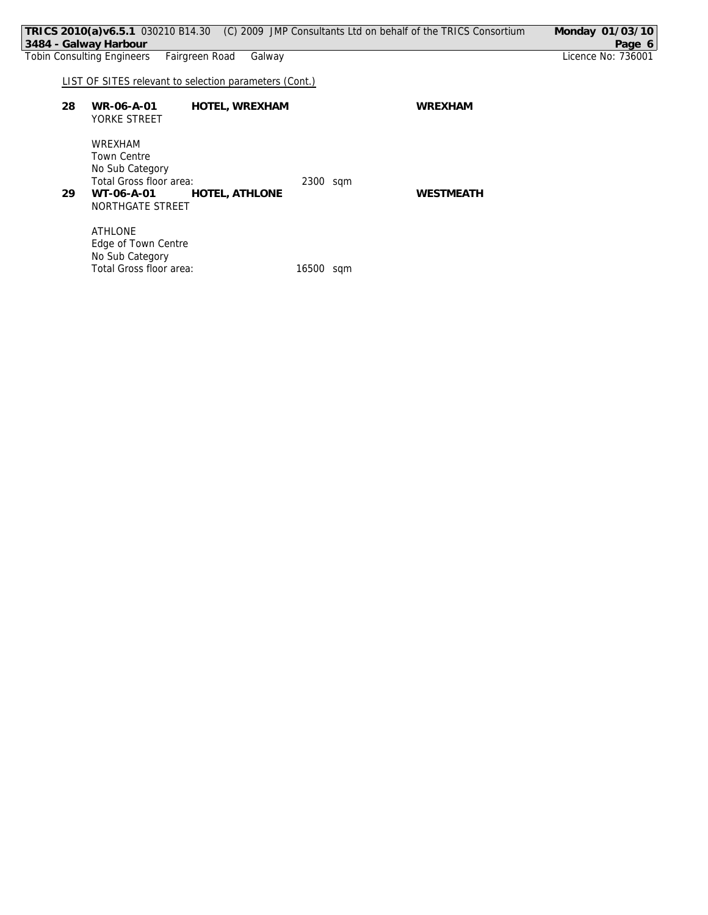LIST OF SITES relevant to selection parameters (Cont.)

**28** **WR-06-A-01** **HOTEL, WREXHAM** **WREXHAM**
YORKE STREET

WREXHAM
Town Centre
No Sub Category
Total Gross floor area: 2300 sqm

**29** **WT-06-A-01** **HOTEL, ATHLONE** **WESTMEATH**
NORTHGATE STREET

ATHLONE
Edge of Town Centre
No Sub Category
Total Gross floor area: 16500 sqm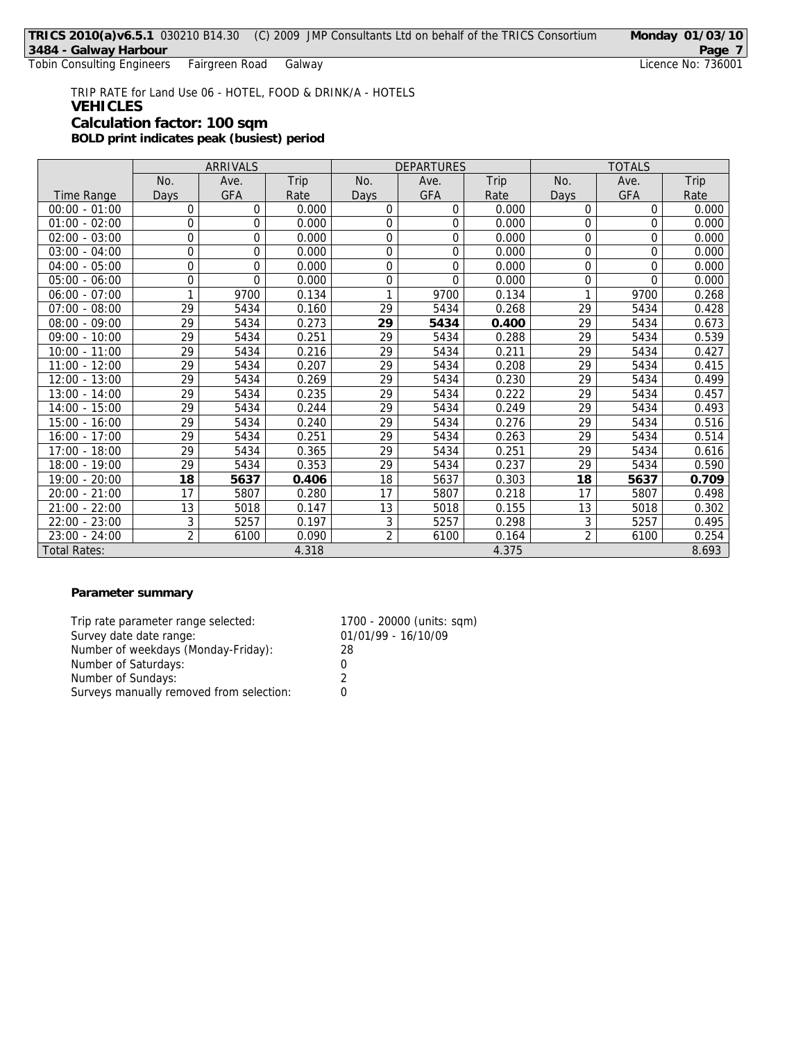TRIP RATE for Land Use 06 - HOTEL, FOOD & DRINK/A - HOTELS

**VEHICLES**

**Calculation factor: 100 sqm**

**BOLD print indicates peak (busiest) period**

| | ARRIVALS | | | DEPARTURES | | | TOTALS | | |
|---|---|---|---|---|---|---|---|---|---|
| Time Range | No. Days | Ave. GFA | Trip Rate | No. Days | Ave. GFA | Trip Rate | No. Days | Ave. GFA | Trip Rate |
| 00:00 - 01:00 | 0 | 0 | 0.000 | 0 | 0 | 0.000 | 0 | 0 | 0.000 |
| 01:00 - 02:00 | 0 | 0 | 0.000 | 0 | 0 | 0.000 | 0 | 0 | 0.000 |
| 02:00 - 03:00 | 0 | 0 | 0.000 | 0 | 0 | 0.000 | 0 | 0 | 0.000 |
| 03:00 - 04:00 | 0 | 0 | 0.000 | 0 | 0 | 0.000 | 0 | 0 | 0.000 |
| 04:00 - 05:00 | 0 | 0 | 0.000 | 0 | 0 | 0.000 | 0 | 0 | 0.000 |
| 05:00 - 06:00 | 0 | 0 | 0.000 | 0 | 0 | 0.000 | 0 | 0 | 0.000 |
| 06:00 - 07:00 | 1 | 9700 | 0.134 | 1 | 9700 | 0.134 | 1 | 9700 | 0.268 |
| 07:00 - 08:00 | 29 | 5434 | 0.160 | 29 | 5434 | 0.268 | 29 | 5434 | 0.428 |
| 08:00 - 09:00 | 29 | 5434 | 0.273 | **29** | **5434** | **0.400** | 29 | 5434 | 0.673 |
| 09:00 - 10:00 | 29 | 5434 | 0.251 | 29 | 5434 | 0.288 | 29 | 5434 | 0.539 |
| 10:00 - 11:00 | 29 | 5434 | 0.216 | 29 | 5434 | 0.211 | 29 | 5434 | 0.427 |
| 11:00 - 12:00 | 29 | 5434 | 0.207 | 29 | 5434 | 0.208 | 29 | 5434 | 0.415 |
| 12:00 - 13:00 | 29 | 5434 | 0.269 | 29 | 5434 | 0.230 | 29 | 5434 | 0.499 |
| 13:00 - 14:00 | 29 | 5434 | 0.235 | 29 | 5434 | 0.222 | 29 | 5434 | 0.457 |
| 14:00 - 15:00 | 29 | 5434 | 0.244 | 29 | 5434 | 0.249 | 29 | 5434 | 0.493 |
| 15:00 - 16:00 | 29 | 5434 | 0.240 | 29 | 5434 | 0.276 | 29 | 5434 | 0.516 |
| 16:00 - 17:00 | 29 | 5434 | 0.251 | 29 | 5434 | 0.263 | 29 | 5434 | 0.514 |
| 17:00 - 18:00 | 29 | 5434 | 0.365 | 29 | 5434 | 0.251 | 29 | 5434 | 0.616 |
| 18:00 - 19:00 | 29 | 5434 | 0.353 | 29 | 5434 | 0.237 | 29 | 5434 | 0.590 |
| 19:00 - 20:00 | **18** | **5637** | **0.406** | 18 | 5637 | 0.303 | **18** | **5637** | **0.709** |
| 20:00 - 21:00 | 17 | 5807 | 0.280 | 17 | 5807 | 0.218 | 17 | 5807 | 0.498 |
| 21:00 - 22:00 | 13 | 5018 | 0.147 | 13 | 5018 | 0.155 | 13 | 5018 | 0.302 |
| 22:00 - 23:00 | 3 | 5257 | 0.197 | 3 | 5257 | 0.298 | 3 | 5257 | 0.495 |
| 23:00 - 24:00 | 2 | 6100 | 0.090 | 2 | 6100 | 0.164 | 2 | 6100 | 0.254 |
| Total Rates: | | | 4.318 | | | 4.375 | | | 8.693 |

**Parameter summary**

| | |
|---|---|
| Trip rate parameter range selected: | 1700 - 20000 (units: sqm) |
| Survey date date range: | 01/01/99 - 16/10/09 |
| Number of weekdays (Monday-Friday): | 28 |
| Number of Saturdays: | 0 |
| Number of Sundays: | 2 |
| Surveys manually removed from selection: | 0 |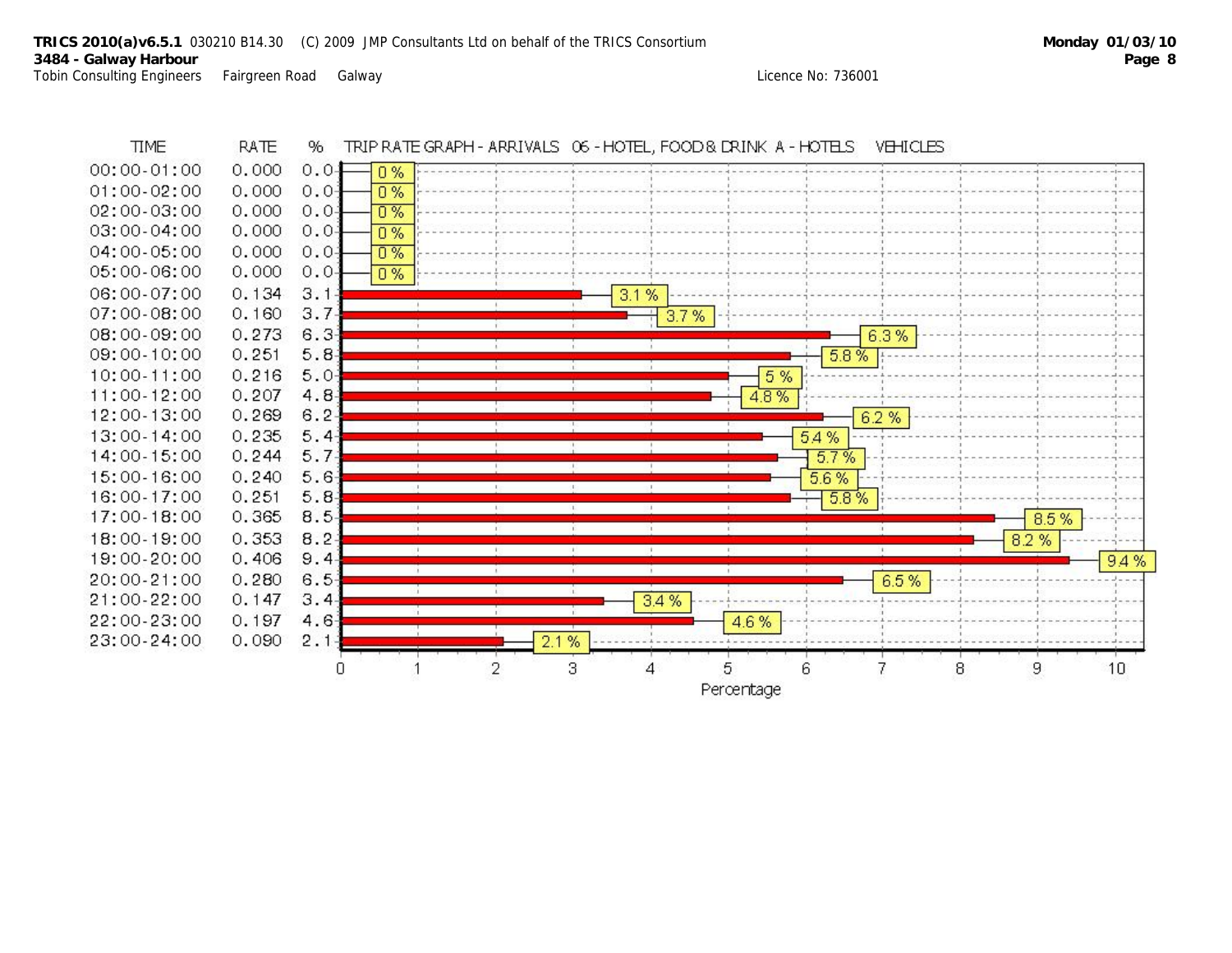**TRICS 2010(a)v6.5.1** 030210 B14.30 (C) 2009 JMP Consultants Ltd on behalf of the TRICS Consortium

**3484 - Galway Harbour**

Tobin Consulting Engineers Fairgreen Road Galway Licence No: 736001

**TRIP RATE GRAPH - ARRIVALS 06 - HOTEL, FOOD & DRINK A - HOTELS VEHICLES**

| TIME | RATE | % |
|---|---|---|
| 00:00-01:00 | 0.000 | 0.0 |
| 01:00-02:00 | 0.000 | 0.0 |
| 02:00-03:00 | 0.000 | 0.0 |
| 03:00-04:00 | 0.000 | 0.0 |
| 04:00-05:00 | 0.000 | 0.0 |
| 05:00-06:00 | 0.000 | 0.0 |
| 06:00-07:00 | 0.134 | 3.1 |
| 07:00-08:00 | 0.160 | 3.7 |
| 08:00-09:00 | 0.273 | 6.3 |
| 09:00-10:00 | 0.251 | 5.8 |
| 10:00-11:00 | 0.216 | 5.0 |
| 11:00-12:00 | 0.207 | 4.8 |
| 12:00-13:00 | 0.269 | 6.2 |
| 13:00-14:00 | 0.235 | 5.4 |
| 14:00-15:00 | 0.244 | 5.7 |
| 15:00-16:00 | 0.240 | 5.6 |
| 16:00-17:00 | 0.251 | 5.8 |
| 17:00-18:00 | 0.365 | 8.5 |
| 18:00-19:00 | 0.353 | 8.2 |
| 19:00-20:00 | 0.406 | 9.4 |
| 20:00-21:00 | 0.280 | 6.5 |
| 21:00-22:00 | 0.147 | 3.4 |
| 22:00-23:00 | 0.197 | 4.6 |
| 23:00-24:00 | 0.090 | 2.1 |

Percentage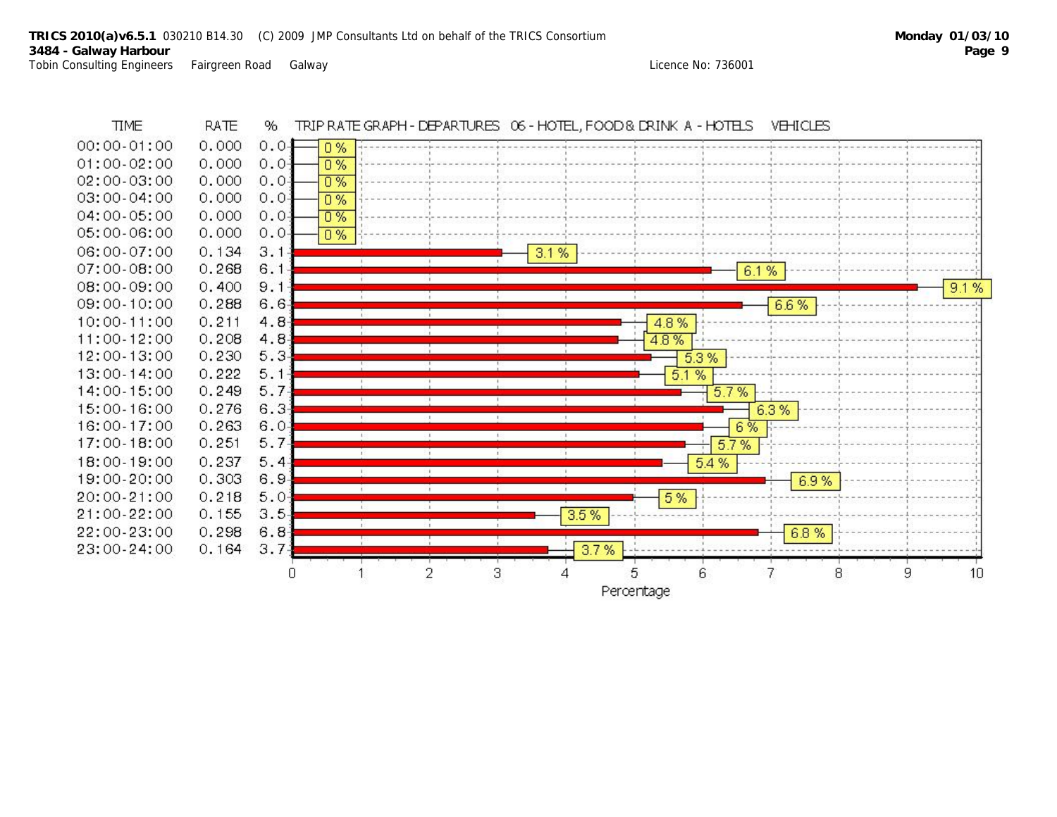**TRICS 2010(a)v6.5.1** 030210 B14.30 (C) 2009 JMP Consultants Ltd on behalf of the TRICS Consortium **Monday 01/03/10**
**3484 - Galway Harbour**
Tobin Consulting Engineers Fairgreen Road Galway Licence No: 736001

TRIP RATE GRAPH - DEPARTURES 06 - HOTEL, FOOD & DRINK A - HOTELS VEHICLES

| TIME | RATE | % |
|---|---|---|
| 00:00-01:00 | 0.000 | 0.0 |
| 01:00-02:00 | 0.000 | 0.0 |
| 02:00-03:00 | 0.000 | 0.0 |
| 03:00-04:00 | 0.000 | 0.0 |
| 04:00-05:00 | 0.000 | 0.0 |
| 05:00-06:00 | 0.000 | 0.0 |
| 06:00-07:00 | 0.134 | 3.1 |
| 07:00-08:00 | 0.268 | 6.1 |
| 08:00-09:00 | 0.400 | 9.1 |
| 09:00-10:00 | 0.288 | 6.6 |
| 10:00-11:00 | 0.211 | 4.8 |
| 11:00-12:00 | 0.208 | 4.8 |
| 12:00-13:00 | 0.230 | 5.3 |
| 13:00-14:00 | 0.222 | 5.1 |
| 14:00-15:00 | 0.249 | 5.7 |
| 15:00-16:00 | 0.276 | 6.3 |
| 16:00-17:00 | 0.263 | 6.0 |
| 17:00-18:00 | 0.251 | 5.7 |
| 18:00-19:00 | 0.237 | 5.4 |
| 19:00-20:00 | 0.303 | 6.9 |
| 20:00-21:00 | 0.218 | 5.0 |
| 21:00-22:00 | 0.155 | 3.5 |
| 22:00-23:00 | 0.298 | 6.8 |
| 23:00-24:00 | 0.164 | 3.7 |

Percentage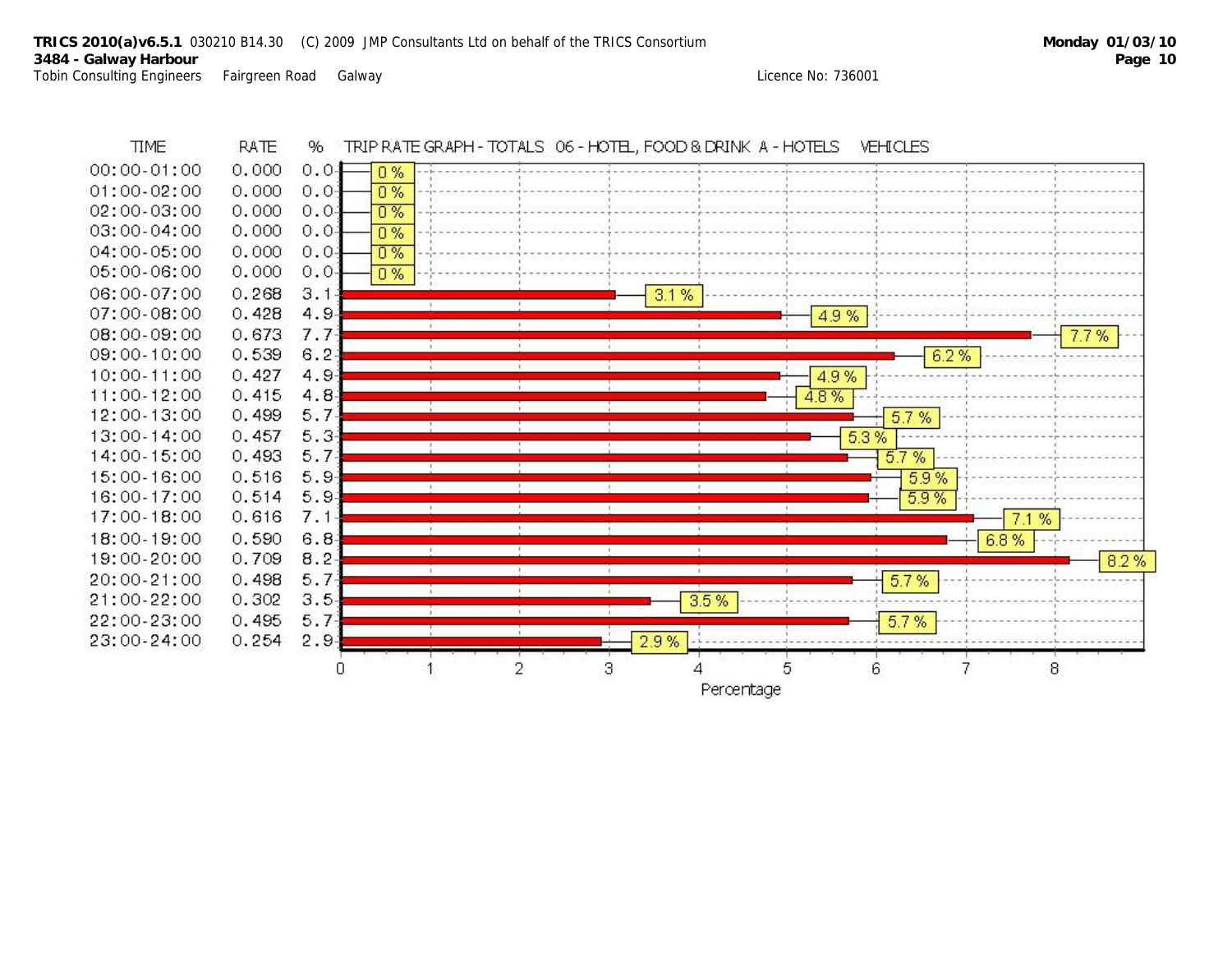TIME RATE % TRIP RATE GRAPH - TOTALS 06 - HOTEL, FOOD & DRINK A - HOTELS VEHICLES

00:00-01:00 0.000 0.0 0 %
01:00-02:00 0.000 0.0 0 %
02:00-03:00 0.000 0.0 0 %
03:00-04:00 0.000 0.0 0 %
04:00-05:00 0.000 0.0 0 %
05:00-06:00 0.000 0.0 0 %
06:00-07:00 0.268 3.1 3.1 %
07:00-08:00 0.428 4.9 4.9 %
08:00-09:00 0.673 7.7 7.7 %
09:00-10:00 0.539 6.2 6.2 %
10:00-11:00 0.427 4.9 4.9 %
11:00-12:00 0.415 4.8 4.8 %
12:00-13:00 0.499 5.7 5.7 %
13:00-14:00 0.457 5.3 5.3 %
14:00-15:00 0.493 5.7 5.7 %
15:00-16:00 0.516 5.9 5.9 %
16:00-17:00 0.514 5.9 5.9 %
17:00-18:00 0.616 7.1 7.1 %
18:00-19:00 0.590 6.8 6.8 %
19:00-20:00 0.709 8.2 8.2 %
20:00-21:00 0.498 5.7 5.7 %
21:00-22:00 0.302 3.5 3.5 %
22:00-23:00 0.495 5.7 5.7 %
23:00-24:00 0.254 2.9 2.9 %

0 1 2 3 4 5 6 7 8

Percentage